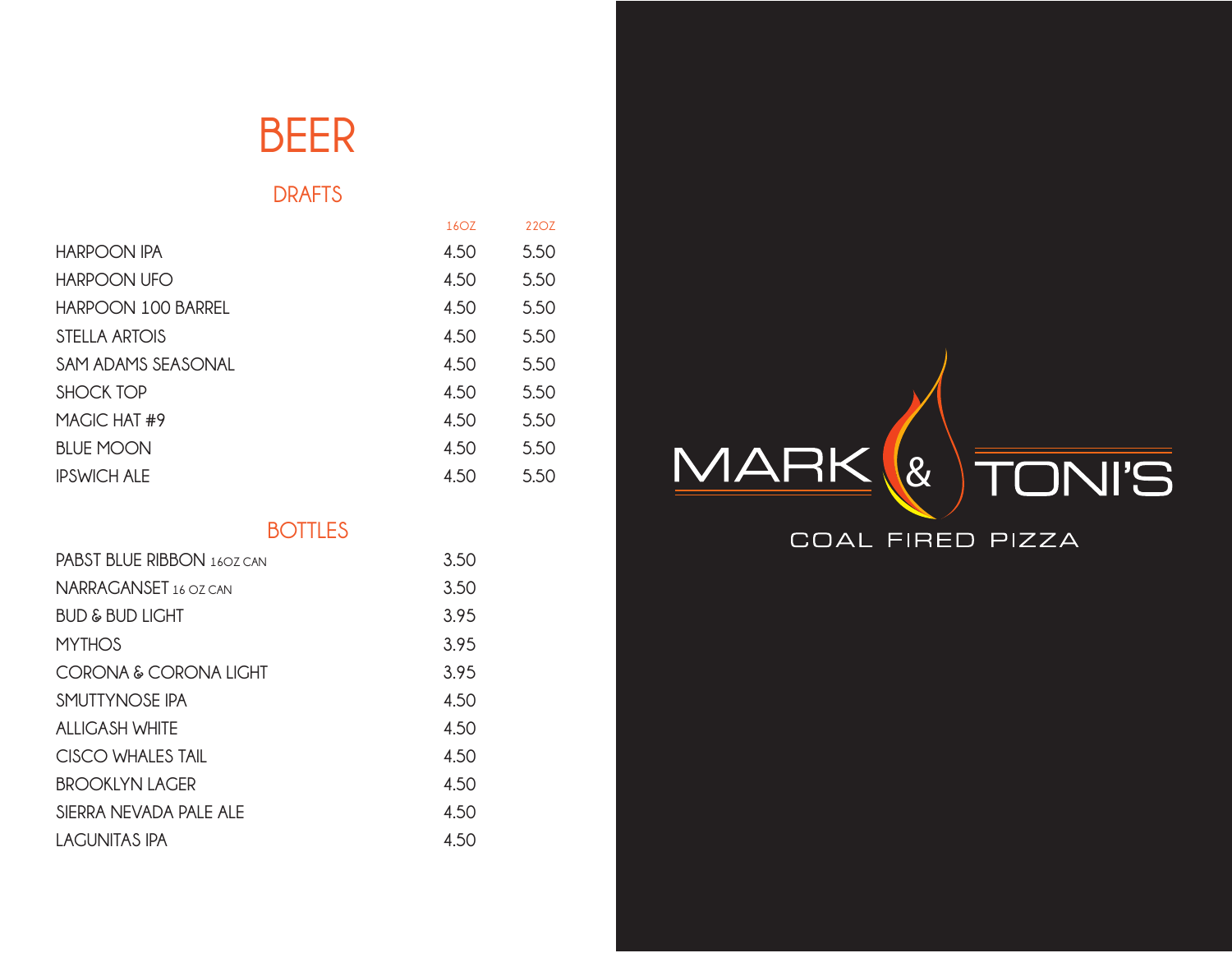# BEER

## DRAFTS

| | 16OZ | 22OZ |
|---|---|---|
| HARPOON IPA | 4.50 | 5.50 |
| HARPOON UFO | 4.50 | 5.50 |
| HARPOON 100 BARREL | 4.50 | 5.50 |
| STELLA ARTOIS | 4.50 | 5.50 |
| SAM ADAMS SEASONAL | 4.50 | 5.50 |
| SHOCK TOP | 4.50 | 5.50 |
| MAGIC HAT #9 | 4.50 | 5.50 |
| BLUE MOON | 4.50 | 5.50 |
| IPSWICH ALE | 4.50 | 5.50 |

## BOTTLES

| | |
|---|---|
| PABST BLUE RIBBON 16OZ CAN | 3.50 |
| NARRAGANSET 16 OZ CAN | 3.50 |
| BUD & BUD LIGHT | 3.95 |
| MYTHOS | 3.95 |
| CORONA & CORONA LIGHT | 3.95 |
| SMUTTYNOSE IPA | 4.50 |
| ALLIGASH WHITE | 4.50 |
| CISCO WHALES TAIL | 4.50 |
| BROOKLYN LAGER | 4.50 |
| SIERRA NEVADA PALE ALE | 4.50 |
| LAGUNITAS IPA | 4.50 |

MARK & TONI'S

COAL FIRED PIZZA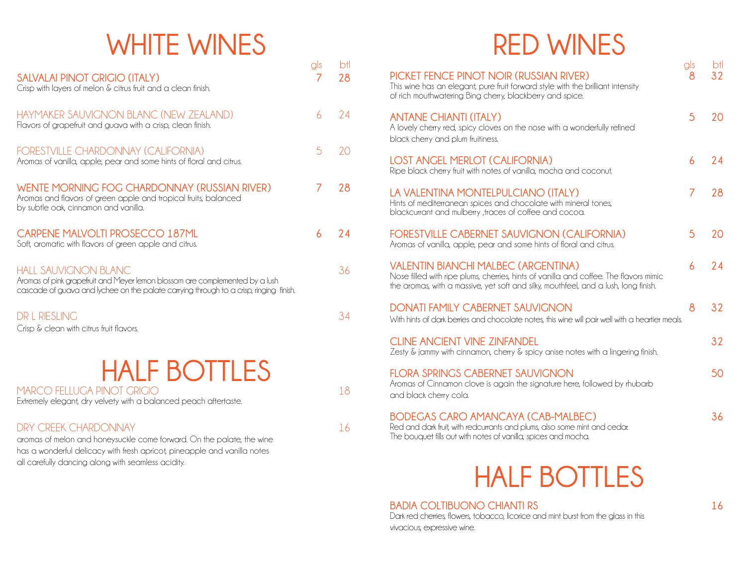# WHITE WINES

| | gls | btl |
|---|---|---|
| **SALVALAI PINOT GRIGIO (ITALY)**<br>Crisp with layers of melon & citrus fruit and a clean finish. | 7 | 28 |
| HAYMAKER SAUVIGNON BLANC (NEW ZEALAND)<br>Flavors of grapefruit and guava with a crisp, clean finish. | 6 | 24 |
| FORESTVILLE CHARDONNAY (CALIFORNIA)<br>Aromas of vanilla, apple, pear and some hints of floral and citrus. | 5 | 20 |
| **WENTE MORNING FOG CHARDONNAY (RUSSIAN RIVER)**<br>Aromas and flavors of green apple and tropical fruits, balanced by subtle oak, cinnamon and vanilla. | 7 | 28 |
| **CARPENE MALVOLTI PROSECCO 187ML**<br>Soft, aromatic with flavors of green apple and citrus. | 6 | 24 |
| HALL SAUVIGNON BLANC<br>Aromas of pink grapefruit and Meyer lemon blossom are complemented by a lush cascade of guava and lychee on the palate carrying through to a crisp, ringing finish. | | 36 |
| DR L RIESLING<br>Crisp & clean with citrus fruit flavors. | | 34 |

# HALF BOTTLES

| | |
|---|---|
| MARCO FELLUGA PINOT GRIGIO<br>Extremely elegant, dry velvety with a balanced peach aftertaste. | 18 |
| DRY CREEK CHARDONNAY<br>aromas of melon and honeysuckle come forward. On the palate, the wine has a wonderful delicacy with fresh apricot, pineapple and vanilla notes all carefully dancing along with seamless acidity. | 16 |

# RED WINES

| | gls | btl |
|---|---|---|
| PICKET FENCE PINOT NOIR (RUSSIAN RIVER)<br>This wine has an elegant, pure fruit forward style with the brilliant intensity of rich mouthwatering Bing cherry, blackberry and spice. | 8 | 32 |
| ANTANE CHIANTI (ITALY)<br>A lovely cherry red, spicy cloves on the nose with a wonderfully refined black cherry and plum fruitiness. | 5 | 20 |
| LOST ANGEL MERLOT (CALIFORNIA)<br>Ripe black cherry fruit with notes of vanilla, mocha and coconut. | 6 | 24 |
| LA VALENTINA MONTELPULCIANO (ITALY)<br>Hints of mediterranean spices and chocolate with mineral tones, blackcurrant and mulberry ,traces of coffee and cocoa. | 7 | 28 |
| FORESTVILLE CABERNET SAUVIGNON (CALIFORNIA)<br>Aromas of vanilla, apple, pear and some hints of floral and citrus. | 5 | 20 |
| VALENTIN BIANCHI MALBEC (ARGENTINA)<br>Nose filled with ripe plums, cherries, hints of vanilla and coffee. The flavors mimic the aromas, with a massive, yet soft and silky, mouthfeel, and a lush, long finish. | 6 | 24 |
| DONATI FAMILY CABERNET SAUVIGNON<br>With hints of dark berries and chocolate notes, this wine will pair well with a heartier meals. | 8 | 32 |
| CLINE ANCIENT VINE ZINFANDEL<br>Zesty & jammy with cinnamon, cherry & spicy anise notes with a lingering finish. | | 32 |
| FLORA SPRINGS CABERNET SAUVIGNON<br>Aromas of Cinnamon clove is again the signature here, followed by rhubarb and black cherry cola. | | 50 |
| BODEGAS CARO AMANCAYA (CAB-MALBEC)<br>Red and dark fruit, with redcurrants and plums, also some mint and cedar. The bouquet fills out with notes of vanilla, spices and mocha. | | 36 |

# HALF BOTTLES

| | |
|---|---|
| BADIA COLTIBUONO CHIANTI RS<br>Dark red cherries, flowers, tobacco, licorice and mint burst from the glass in this vivacious, expressive wine. | 16 |